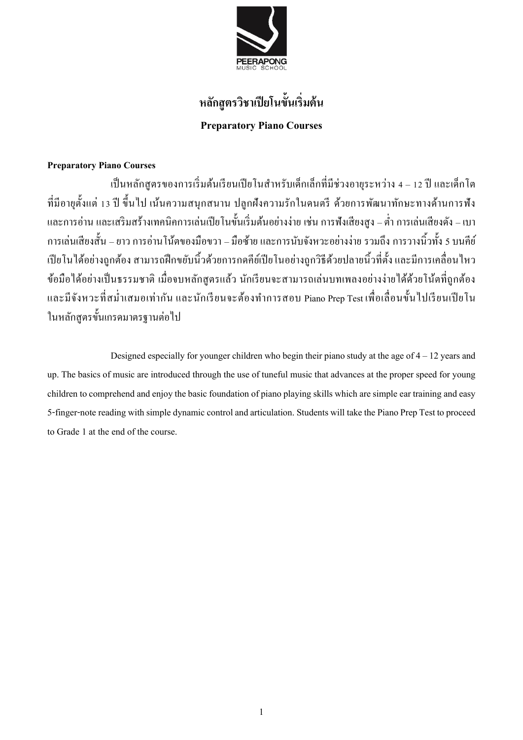# หลักสูตรวิชาเปียโนขั้นเริ่มต้น

## Preparatory Piano Courses

**Preparatory Piano Courses**

เป็นหลักสูตรของการเริ่มต้นเรียนเปียโนสำหรับเด็กเล็กที่มีช่วงอายุระหว่าง 4 – 12 ปี และเด็กโตที่มีอายุตั้งแต่ 13 ปี ขึ้นไป เน้นความสนุกสนาน ปลูกฝังความรักในดนตรี ด้วยการพัฒนาทักษะทางด้านการฟังและการอ่าน และเสริมสร้างเทคนิคการเล่นเปียโนขั้นเริ่มต้นอย่างง่าย เช่น การฟังเสียงสูง – ต่ำ การเล่นเสียงดัง – เบา การเล่นเสียงสั้น – ยาว การอ่านโน้ตของมือขวา – มือซ้าย และการนับจังหวะอย่างง่าย รวมถึง การวางนิ้วทั้ง 5 บนคีย์เปียโนได้อย่างถูกต้อง สามารถฝึกขยับนิ้วด้วยการกดคีย์เปียโนอย่างถูกวิธีด้วยปลายนิ้วที่ตั้ง และมีการเคลื่อนไหวข้อมือได้อย่างเป็นธรรมชาติ เมื่อจบหลักสูตรแล้ว นักเรียนจะสามารถเล่นบทเพลงอย่างง่ายได้ด้วยโน้ตที่ถูกต้อง และมีจังหวะที่สม่ำเสมอเท่ากัน และนักเรียนจะต้องทำการสอบ Piano Prep Test เพื่อเลื่อนขั้นไปเรียนเปียโนในหลักสูตรขั้นเกรดมาตรฐานต่อไป

Designed especially for younger children who begin their piano study at the age of 4 – 12 years and up. The basics of music are introduced through the use of tuneful music that advances at the proper speed for young children to comprehend and enjoy the basic foundation of piano playing skills which are simple ear training and easy 5-finger-note reading with simple dynamic control and articulation. Students will take the Piano Prep Test to proceed to Grade 1 at the end of the course.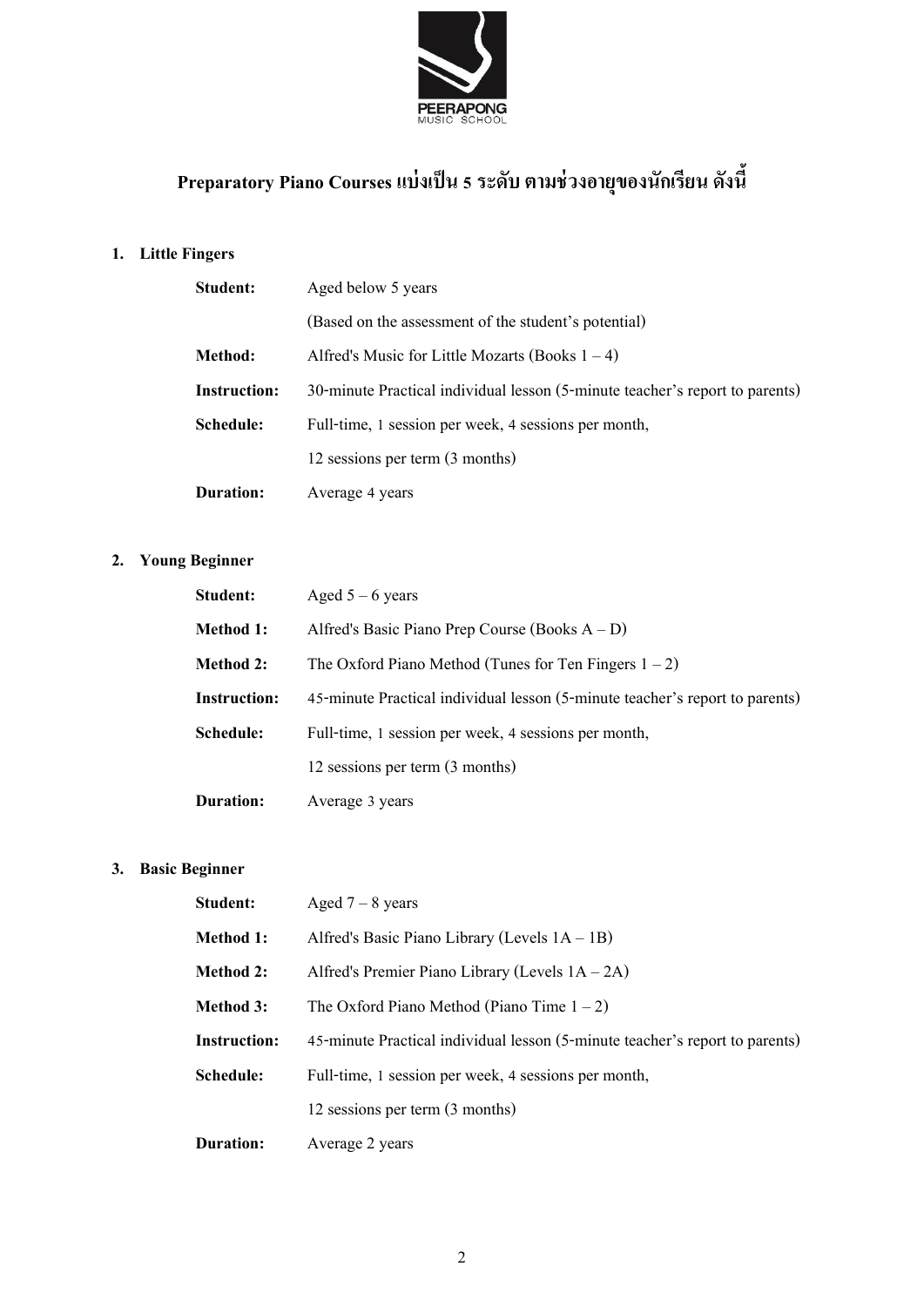# Preparatory Piano Courses แบ่งเป็น 5 ระดับ ตามช่วงอายุของนักเรียน ดังนี้

## 1. Little Fingers

| | |
|---|---|
| **Student:** | Aged below 5 years |
| | (Based on the assessment of the student's potential) |
| **Method:** | Alfred's Music for Little Mozarts (Books 1 – 4) |
| **Instruction:** | 30-minute Practical individual lesson (5-minute teacher's report to parents) |
| **Schedule:** | Full-time, 1 session per week, 4 sessions per month, |
| | 12 sessions per term (3 months) |
| **Duration:** | Average 4 years |

## 2. Young Beginner

| | |
|---|---|
| **Student:** | Aged 5 – 6 years |
| **Method 1:** | Alfred's Basic Piano Prep Course (Books A – D) |
| **Method 2:** | The Oxford Piano Method (Tunes for Ten Fingers 1 – 2) |
| **Instruction:** | 45-minute Practical individual lesson (5-minute teacher's report to parents) |
| **Schedule:** | Full-time, 1 session per week, 4 sessions per month, |
| | 12 sessions per term (3 months) |
| **Duration:** | Average 3 years |

## 3. Basic Beginner

| | |
|---|---|
| **Student:** | Aged 7 – 8 years |
| **Method 1:** | Alfred's Basic Piano Library (Levels 1A – 1B) |
| **Method 2:** | Alfred's Premier Piano Library (Levels 1A – 2A) |
| **Method 3:** | The Oxford Piano Method (Piano Time 1 – 2) |
| **Instruction:** | 45-minute Practical individual lesson (5-minute teacher's report to parents) |
| **Schedule:** | Full-time, 1 session per week, 4 sessions per month, |
| | 12 sessions per term (3 months) |
| **Duration:** | Average 2 years |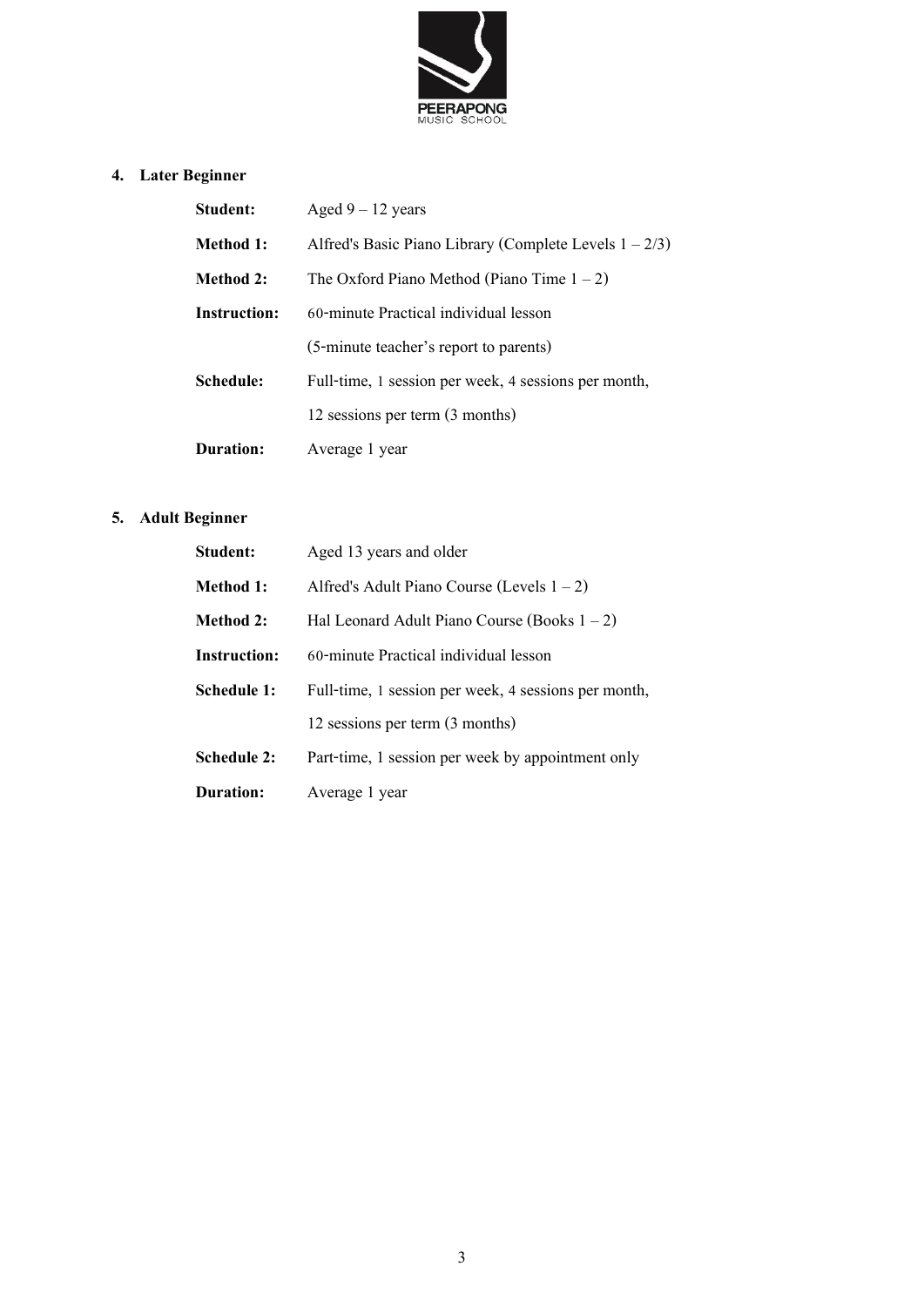PEERAPONG MUSIC SCHOOL

## 4. Later Beginner

| | |
|---|---|
| **Student:** | Aged 9 – 12 years |
| **Method 1:** | Alfred's Basic Piano Library (Complete Levels 1 – 2/3) |
| **Method 2:** | The Oxford Piano Method (Piano Time 1 – 2) |
| **Instruction:** | 60-minute Practical individual lesson |
| | (5-minute teacher's report to parents) |
| **Schedule:** | Full-time, 1 session per week, 4 sessions per month, |
| | 12 sessions per term (3 months) |
| **Duration:** | Average 1 year |

## 5. Adult Beginner

| | |
|---|---|
| **Student:** | Aged 13 years and older |
| **Method 1:** | Alfred's Adult Piano Course (Levels 1 – 2) |
| **Method 2:** | Hal Leonard Adult Piano Course (Books 1 – 2) |
| **Instruction:** | 60-minute Practical individual lesson |
| **Schedule 1:** | Full-time, 1 session per week, 4 sessions per month, |
| | 12 sessions per term (3 months) |
| **Schedule 2:** | Part-time, 1 session per week by appointment only |
| **Duration:** | Average 1 year |